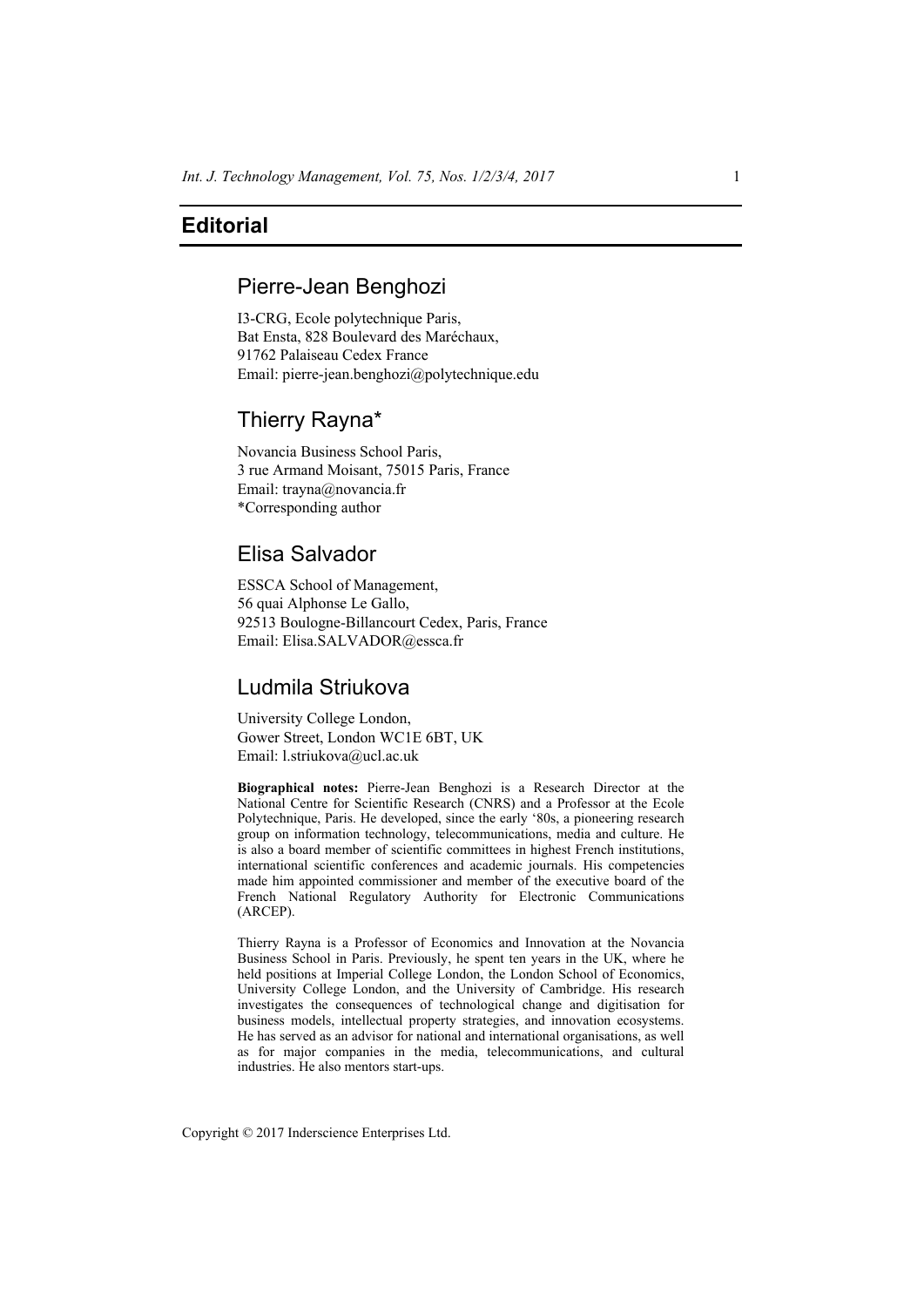# Editorial

## Pierre-Jean Benghozi

I3-CRG, Ecole polytechnique Paris,
Bat Ensta, 828 Boulevard des Maréchaux,
91762 Palaiseau Cedex France
Email: pierre-jean.benghozi@polytechnique.edu

## Thierry Rayna*

Novancia Business School Paris,
3 rue Armand Moisant, 75015 Paris, France
Email: trayna@novancia.fr
*Corresponding author

## Elisa Salvador

ESSCA School of Management,
56 quai Alphonse Le Gallo,
92513 Boulogne-Billancourt Cedex, Paris, France
Email: Elisa.SALVADOR@essca.fr

## Ludmila Striukova

University College London,
Gower Street, London WC1E 6BT, UK
Email: l.striukova@ucl.ac.uk

**Biographical notes:** Pierre-Jean Benghozi is a Research Director at the National Centre for Scientific Research (CNRS) and a Professor at the Ecole Polytechnique, Paris. He developed, since the early '80s, a pioneering research group on information technology, telecommunications, media and culture. He is also a board member of scientific committees in highest French institutions, international scientific conferences and academic journals. His competencies made him appointed commissioner and member of the executive board of the French National Regulatory Authority for Electronic Communications (ARCEP).

Thierry Rayna is a Professor of Economics and Innovation at the Novancia Business School in Paris. Previously, he spent ten years in the UK, where he held positions at Imperial College London, the London School of Economics, University College London, and the University of Cambridge. His research investigates the consequences of technological change and digitisation for business models, intellectual property strategies, and innovation ecosystems. He has served as an advisor for national and international organisations, as well as for major companies in the media, telecommunications, and cultural industries. He also mentors start-ups.

Copyright © 2017 Inderscience Enterprises Ltd.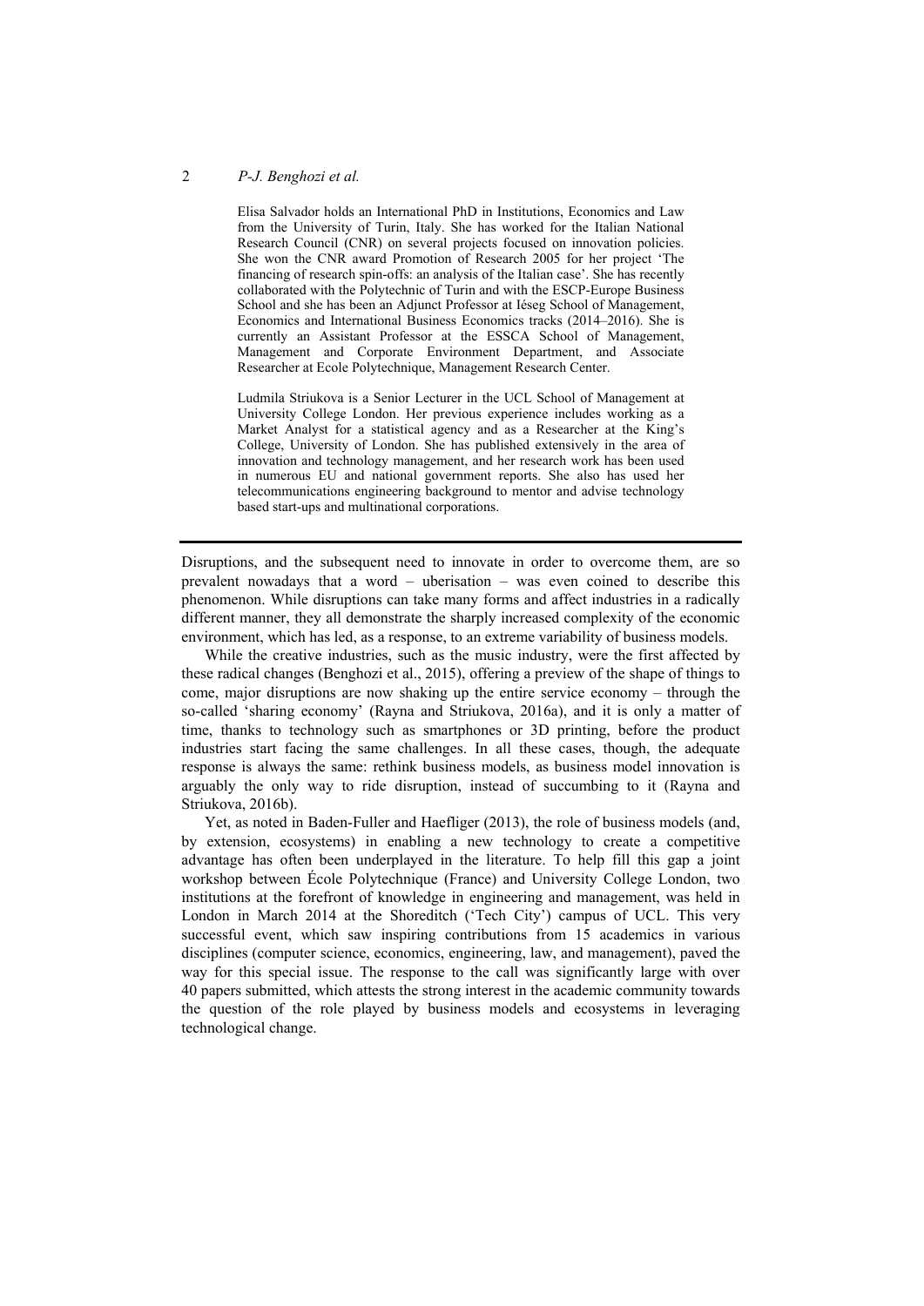Elisa Salvador holds an International PhD in Institutions, Economics and Law from the University of Turin, Italy. She has worked for the Italian National Research Council (CNR) on several projects focused on innovation policies. She won the CNR award Promotion of Research 2005 for her project 'The financing of research spin-offs: an analysis of the Italian case'. She has recently collaborated with the Polytechnic of Turin and with the ESCP-Europe Business School and she has been an Adjunct Professor at Iéseg School of Management, Economics and International Business Economics tracks (2014–2016). She is currently an Assistant Professor at the ESSCA School of Management, Management and Corporate Environment Department, and Associate Researcher at Ecole Polytechnique, Management Research Center.

Ludmila Striukova is a Senior Lecturer in the UCL School of Management at University College London. Her previous experience includes working as a Market Analyst for a statistical agency and as a Researcher at the King's College, University of London. She has published extensively in the area of innovation and technology management, and her research work has been used in numerous EU and national government reports. She also has used her telecommunications engineering background to mentor and advise technology based start-ups and multinational corporations.

---

Disruptions, and the subsequent need to innovate in order to overcome them, are so prevalent nowadays that a word – uberisation – was even coined to describe this phenomenon. While disruptions can take many forms and affect industries in a radically different manner, they all demonstrate the sharply increased complexity of the economic environment, which has led, as a response, to an extreme variability of business models.

While the creative industries, such as the music industry, were the first affected by these radical changes (Benghozi et al., 2015), offering a preview of the shape of things to come, major disruptions are now shaking up the entire service economy – through the so-called 'sharing economy' (Rayna and Striukova, 2016a), and it is only a matter of time, thanks to technology such as smartphones or 3D printing, before the product industries start facing the same challenges. In all these cases, though, the adequate response is always the same: rethink business models, as business model innovation is arguably the only way to ride disruption, instead of succumbing to it (Rayna and Striukova, 2016b).

Yet, as noted in Baden-Fuller and Haefliger (2013), the role of business models (and, by extension, ecosystems) in enabling a new technology to create a competitive advantage has often been underplayed in the literature. To help fill this gap a joint workshop between École Polytechnique (France) and University College London, two institutions at the forefront of knowledge in engineering and management, was held in London in March 2014 at the Shoreditch ('Tech City') campus of UCL. This very successful event, which saw inspiring contributions from 15 academics in various disciplines (computer science, economics, engineering, law, and management), paved the way for this special issue. The response to the call was significantly large with over 40 papers submitted, which attests the strong interest in the academic community towards the question of the role played by business models and ecosystems in leveraging technological change.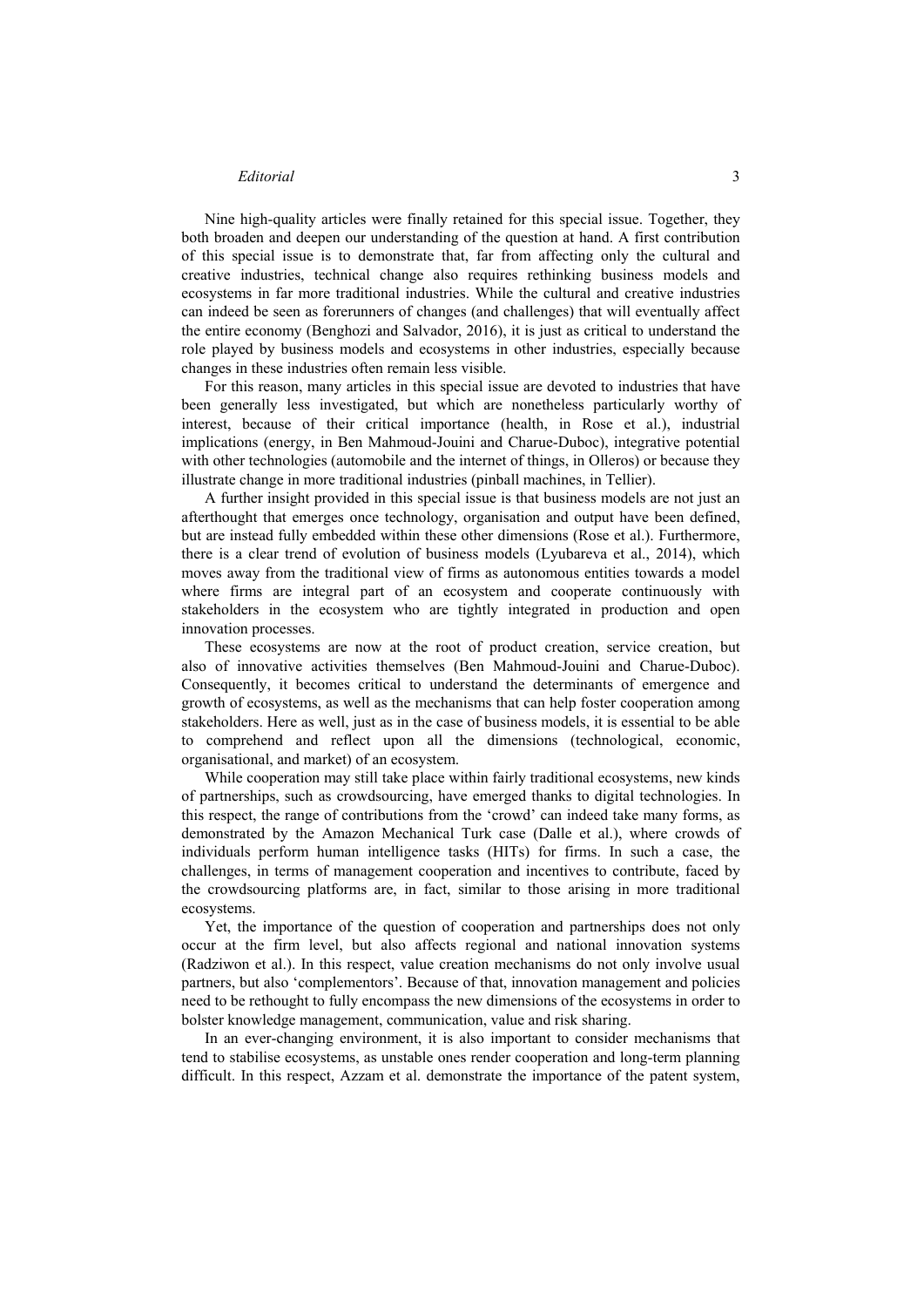Nine high-quality articles were finally retained for this special issue. Together, they both broaden and deepen our understanding of the question at hand. A first contribution of this special issue is to demonstrate that, far from affecting only the cultural and creative industries, technical change also requires rethinking business models and ecosystems in far more traditional industries. While the cultural and creative industries can indeed be seen as forerunners of changes (and challenges) that will eventually affect the entire economy (Benghozi and Salvador, 2016), it is just as critical to understand the role played by business models and ecosystems in other industries, especially because changes in these industries often remain less visible.

For this reason, many articles in this special issue are devoted to industries that have been generally less investigated, but which are nonetheless particularly worthy of interest, because of their critical importance (health, in Rose et al.), industrial implications (energy, in Ben Mahmoud-Jouini and Charue-Duboc), integrative potential with other technologies (automobile and the internet of things, in Olleros) or because they illustrate change in more traditional industries (pinball machines, in Tellier).

A further insight provided in this special issue is that business models are not just an afterthought that emerges once technology, organisation and output have been defined, but are instead fully embedded within these other dimensions (Rose et al.). Furthermore, there is a clear trend of evolution of business models (Lyubareva et al., 2014), which moves away from the traditional view of firms as autonomous entities towards a model where firms are integral part of an ecosystem and cooperate continuously with stakeholders in the ecosystem who are tightly integrated in production and open innovation processes.

These ecosystems are now at the root of product creation, service creation, but also of innovative activities themselves (Ben Mahmoud-Jouini and Charue-Duboc). Consequently, it becomes critical to understand the determinants of emergence and growth of ecosystems, as well as the mechanisms that can help foster cooperation among stakeholders. Here as well, just as in the case of business models, it is essential to be able to comprehend and reflect upon all the dimensions (technological, economic, organisational, and market) of an ecosystem.

While cooperation may still take place within fairly traditional ecosystems, new kinds of partnerships, such as crowdsourcing, have emerged thanks to digital technologies. In this respect, the range of contributions from the 'crowd' can indeed take many forms, as demonstrated by the Amazon Mechanical Turk case (Dalle et al.), where crowds of individuals perform human intelligence tasks (HITs) for firms. In such a case, the challenges, in terms of management cooperation and incentives to contribute, faced by the crowdsourcing platforms are, in fact, similar to those arising in more traditional ecosystems.

Yet, the importance of the question of cooperation and partnerships does not only occur at the firm level, but also affects regional and national innovation systems (Radziwon et al.). In this respect, value creation mechanisms do not only involve usual partners, but also 'complementors'. Because of that, innovation management and policies need to be rethought to fully encompass the new dimensions of the ecosystems in order to bolster knowledge management, communication, value and risk sharing.

In an ever-changing environment, it is also important to consider mechanisms that tend to stabilise ecosystems, as unstable ones render cooperation and long-term planning difficult. In this respect, Azzam et al. demonstrate the importance of the patent system,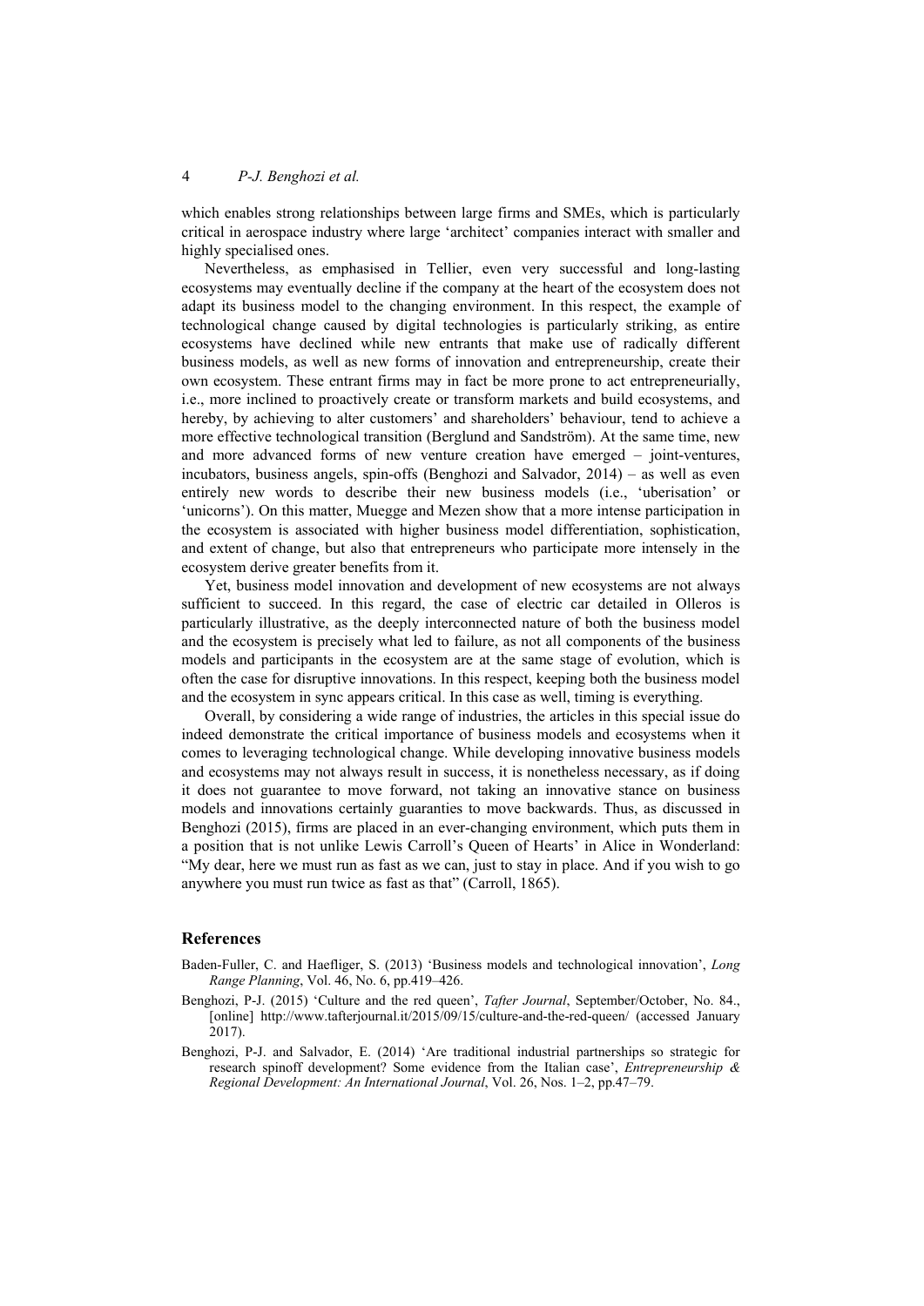which enables strong relationships between large firms and SMEs, which is particularly critical in aerospace industry where large 'architect' companies interact with smaller and highly specialised ones.

Nevertheless, as emphasised in Tellier, even very successful and long-lasting ecosystems may eventually decline if the company at the heart of the ecosystem does not adapt its business model to the changing environment. In this respect, the example of technological change caused by digital technologies is particularly striking, as entire ecosystems have declined while new entrants that make use of radically different business models, as well as new forms of innovation and entrepreneurship, create their own ecosystem. These entrant firms may in fact be more prone to act entrepreneurially, i.e., more inclined to proactively create or transform markets and build ecosystems, and hereby, by achieving to alter customers' and shareholders' behaviour, tend to achieve a more effective technological transition (Berglund and Sandström). At the same time, new and more advanced forms of new venture creation have emerged – joint-ventures, incubators, business angels, spin-offs (Benghozi and Salvador, 2014) – as well as even entirely new words to describe their new business models (i.e., 'uberisation' or 'unicorns'). On this matter, Muegge and Mezen show that a more intense participation in the ecosystem is associated with higher business model differentiation, sophistication, and extent of change, but also that entrepreneurs who participate more intensely in the ecosystem derive greater benefits from it.

Yet, business model innovation and development of new ecosystems are not always sufficient to succeed. In this regard, the case of electric car detailed in Olleros is particularly illustrative, as the deeply interconnected nature of both the business model and the ecosystem is precisely what led to failure, as not all components of the business models and participants in the ecosystem are at the same stage of evolution, which is often the case for disruptive innovations. In this respect, keeping both the business model and the ecosystem in sync appears critical. In this case as well, timing is everything.

Overall, by considering a wide range of industries, the articles in this special issue do indeed demonstrate the critical importance of business models and ecosystems when it comes to leveraging technological change. While developing innovative business models and ecosystems may not always result in success, it is nonetheless necessary, as if doing it does not guarantee to move forward, not taking an innovative stance on business models and innovations certainly guaranties to move backwards. Thus, as discussed in Benghozi (2015), firms are placed in an ever-changing environment, which puts them in a position that is not unlike Lewis Carroll's Queen of Hearts' in Alice in Wonderland: "My dear, here we must run as fast as we can, just to stay in place. And if you wish to go anywhere you must run twice as fast as that" (Carroll, 1865).

## References

Baden-Fuller, C. and Haefliger, S. (2013) 'Business models and technological innovation', *Long Range Planning*, Vol. 46, No. 6, pp.419–426.

Benghozi, P-J. (2015) 'Culture and the red queen', *Tafter Journal*, September/October, No. 84., [online] http://www.tafterjournal.it/2015/09/15/culture-and-the-red-queen/ (accessed January 2017).

Benghozi, P-J. and Salvador, E. (2014) 'Are traditional industrial partnerships so strategic for research spinoff development? Some evidence from the Italian case', *Entrepreneurship & Regional Development: An International Journal*, Vol. 26, Nos. 1–2, pp.47–79.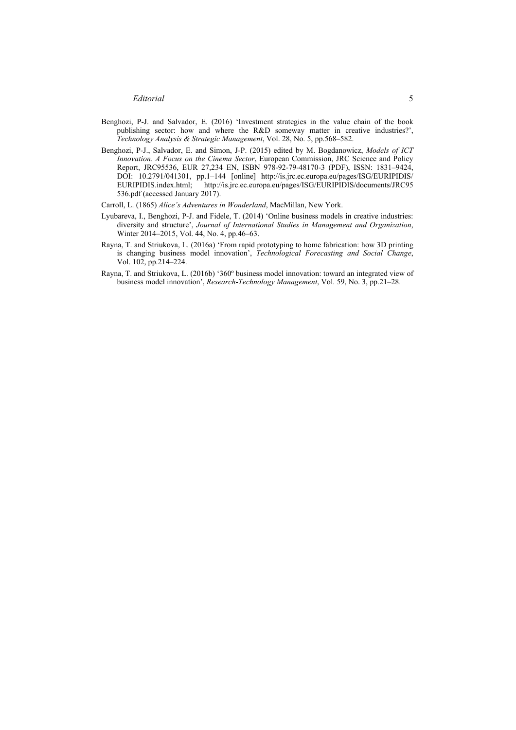Benghozi, P-J. and Salvador, E. (2016) 'Investment strategies in the value chain of the book publishing sector: how and where the R&D someway matter in creative industries?', *Technology Analysis & Strategic Management*, Vol. 28, No. 5, pp.568–582.

Benghozi, P-J., Salvador, E. and Simon, J-P. (2015) edited by M. Bogdanowicz, *Models of ICT Innovation. A Focus on the Cinema Sector*, European Commission, JRC Science and Policy Report, JRC95536, EUR 27,234 EN, ISBN 978-92-79-48170-3 (PDF), ISSN: 1831–9424, DOI: 10.2791/041301, pp.1–144 [online] http://is.jrc.ec.europa.eu/pages/ISG/EURIPIDIS/EURIPIDIS.index.html; http://is.jrc.ec.europa.eu/pages/ISG/EURIPIDIS/documents/JRC95536.pdf (accessed January 2017).

Carroll, L. (1865) *Alice's Adventures in Wonderland*, MacMillan, New York.

Lyubareva, I., Benghozi, P-J. and Fidele, T. (2014) 'Online business models in creative industries: diversity and structure', *Journal of International Studies in Management and Organization*, Winter 2014–2015, Vol. 44, No. 4, pp.46–63.

Rayna, T. and Striukova, L. (2016a) 'From rapid prototyping to home fabrication: how 3D printing is changing business model innovation', *Technological Forecasting and Social Change*, Vol. 102, pp.214–224.

Rayna, T. and Striukova, L. (2016b) '360º business model innovation: toward an integrated view of business model innovation', *Research-Technology Management*, Vol. 59, No. 3, pp.21–28.